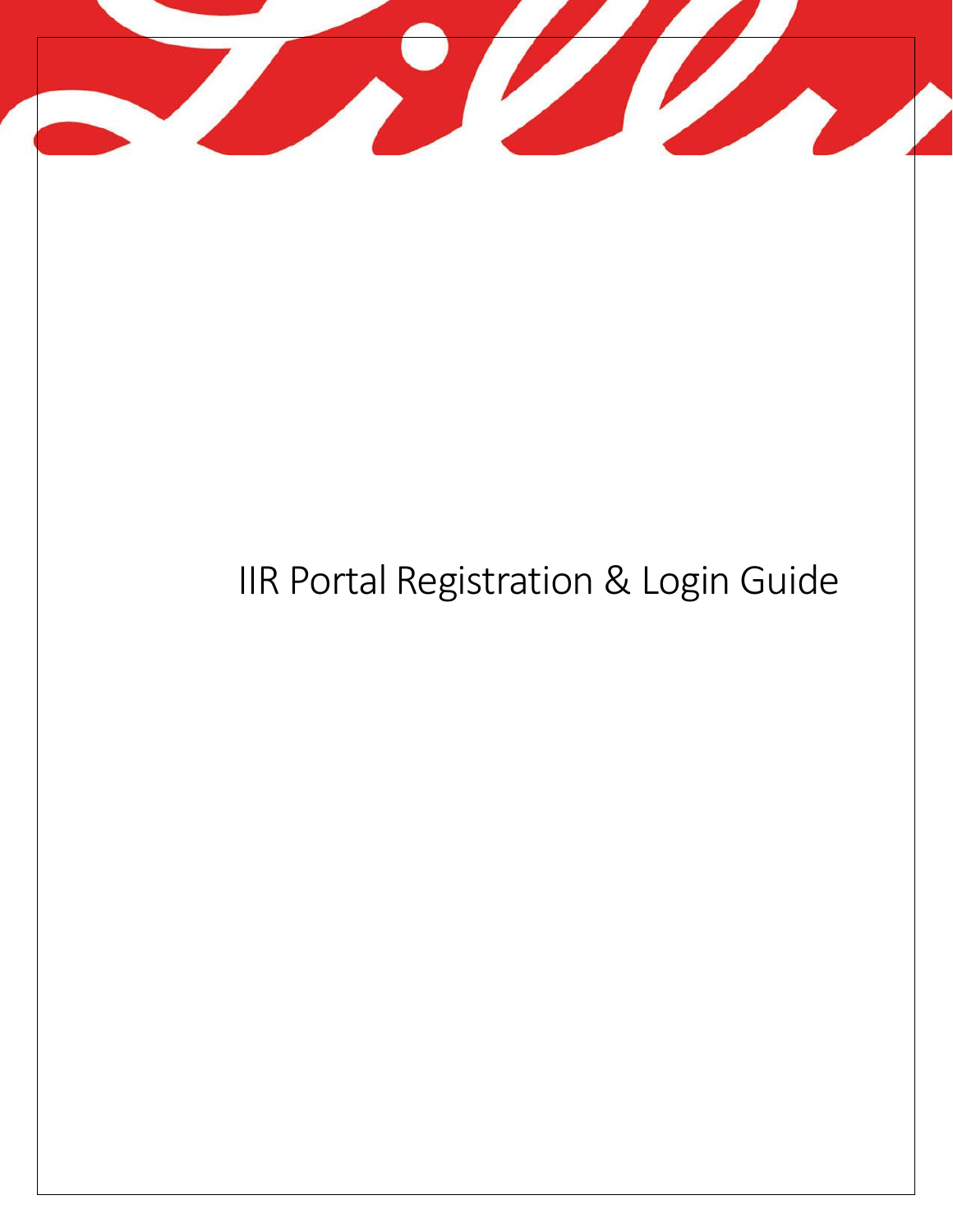# IIR Portal Registration & Login Guide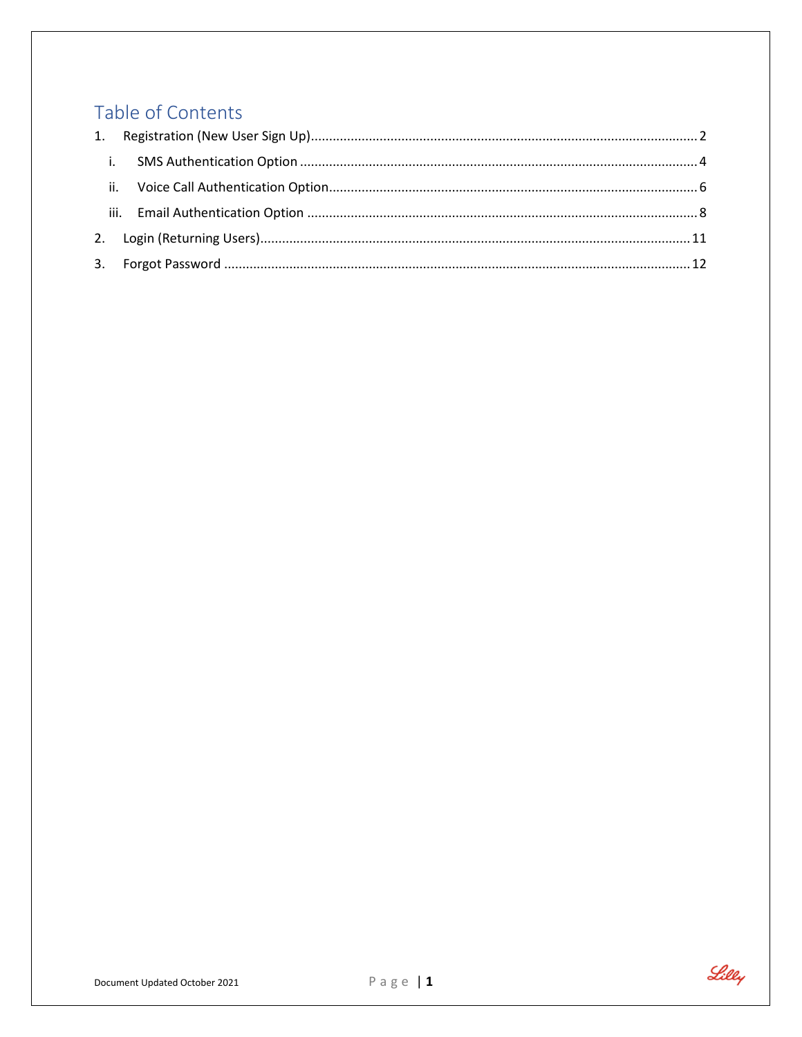# Table of Contents

1. Registration (New User Sign Up) ........................................ 2
   i. SMS Authentication Option ........................................ 4
   ii. Voice Call Authentication Option ........................................ 6
   iii. Email Authentication Option ........................................ 8
2. Login (Returning Users) ........................................ 11
3. Forgot Password ........................................ 12

Document Updated October 2021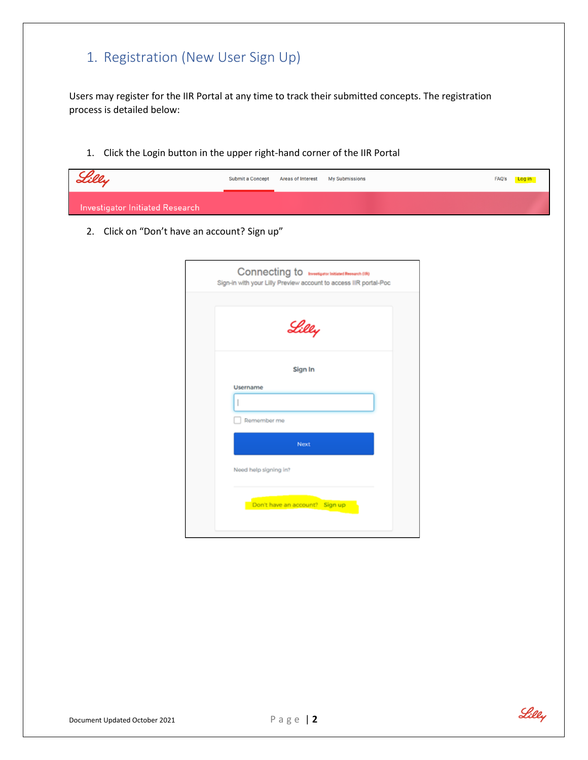## 1. Registration (New User Sign Up)

Users may register for the IIR Portal at any time to track their submitted concepts. The registration process is detailed below:

1. Click the Login button in the upper right-hand corner of the IIR Portal

2. Click on "Don't have an account? Sign up"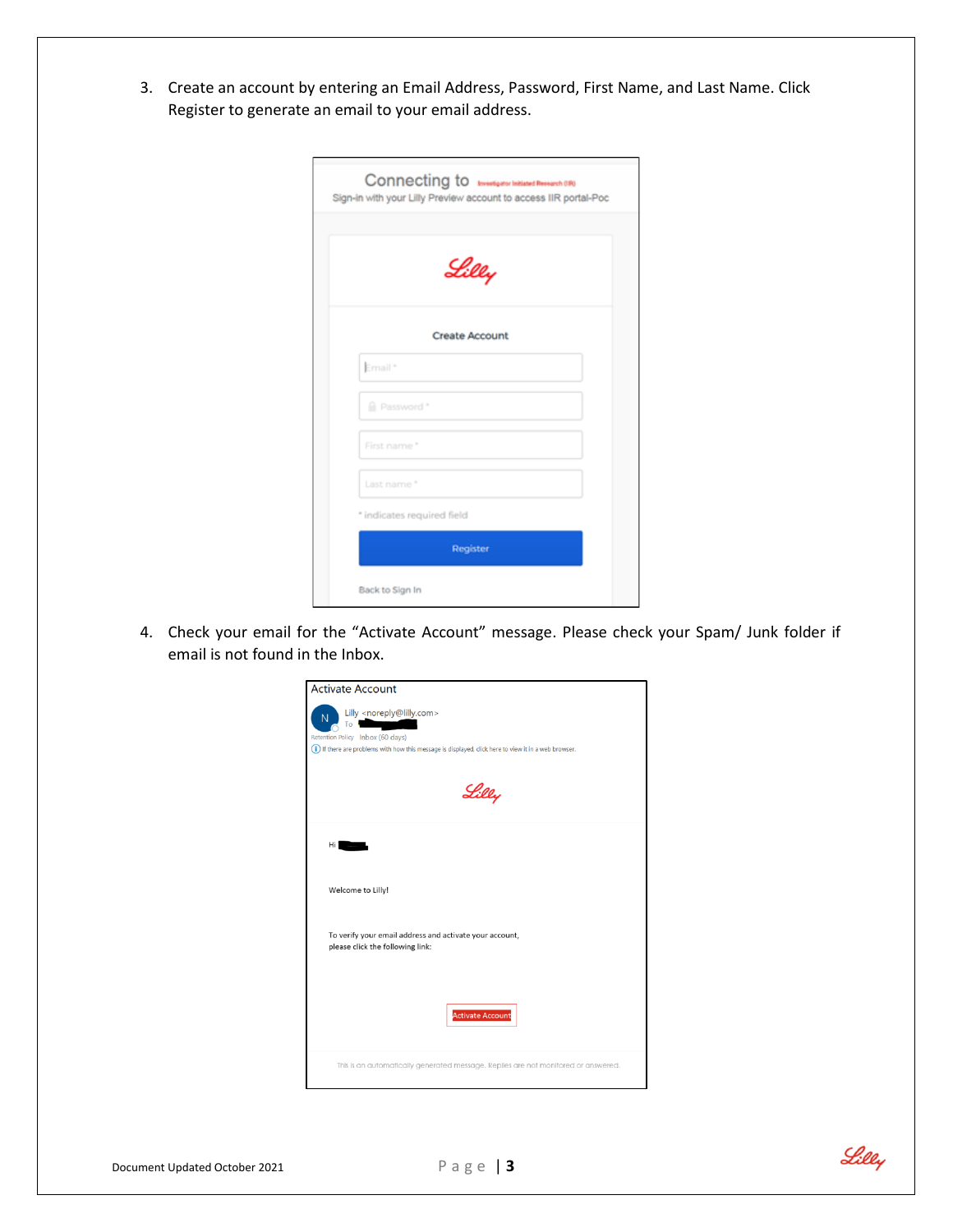3. Create an account by entering an Email Address, Password, First Name, and Last Name. Click Register to generate an email to your email address.

4. Check your email for the "Activate Account" message. Please check your Spam/ Junk folder if email is not found in the Inbox.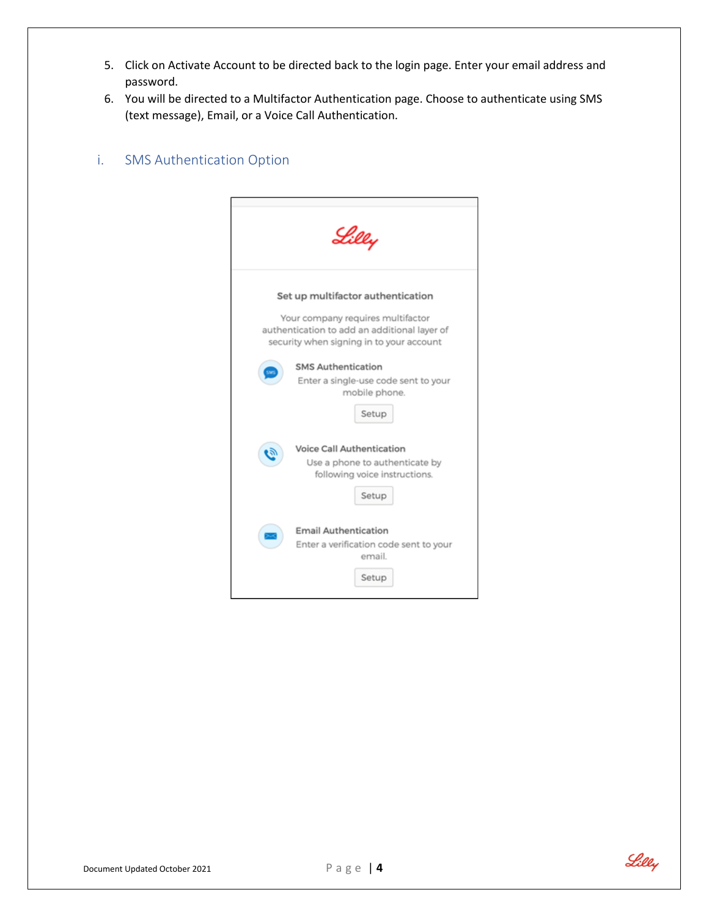5. Click on Activate Account to be directed back to the login page. Enter your email address and password.
6. You will be directed to a Multifactor Authentication page. Choose to authenticate using SMS (text message), Email, or a Voice Call Authentication.

### i. SMS Authentication Option

**Set up multifactor authentication**

Your company requires multifactor authentication to add an additional layer of security when signing in to your account

**SMS Authentication**
Enter a single-use code sent to your mobile phone.
Setup

**Voice Call Authentication**
Use a phone to authenticate by following voice instructions.
Setup

**Email Authentication**
Enter a verification code sent to your email.
Setup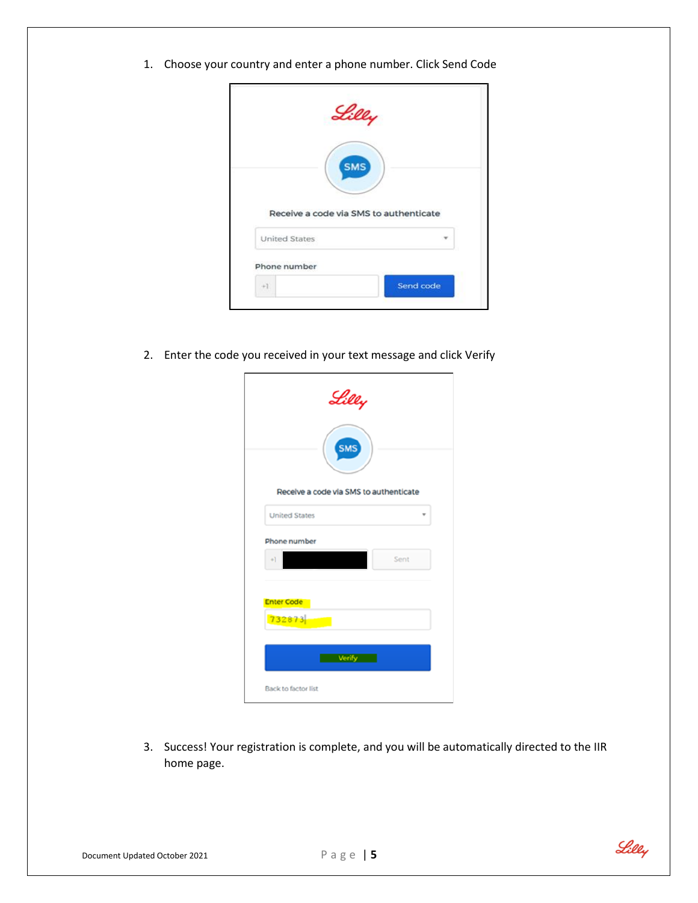1. Choose your country and enter a phone number. Click Send Code

2. Enter the code you received in your text message and click Verify

3. Success! Your registration is complete, and you will be automatically directed to the IIR home page.

Document Updated October 2021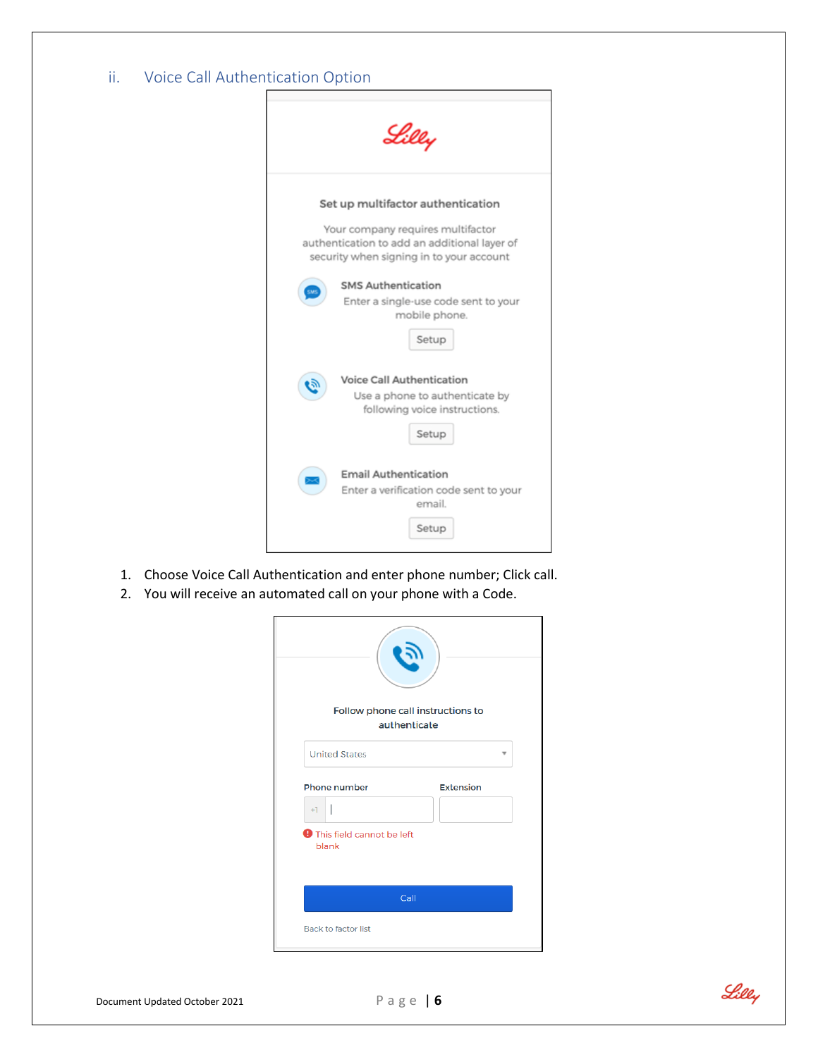## ii. Voice Call Authentication Option

Set up multifactor authentication

Your company requires multifactor authentication to add an additional layer of security when signing in to your account

**SMS Authentication**
Enter a single-use code sent to your mobile phone.
Setup

**Voice Call Authentication**
Use a phone to authenticate by following voice instructions.
Setup

**Email Authentication**
Enter a verification code sent to your email.
Setup

1. Choose Voice Call Authentication and enter phone number; Click call.
2. You will receive an automated call on your phone with a Code.

Follow phone call instructions to authenticate

United States

Phone number | Extension

+1

This field cannot be left blank

Call

Back to factor list

Document Updated October 2021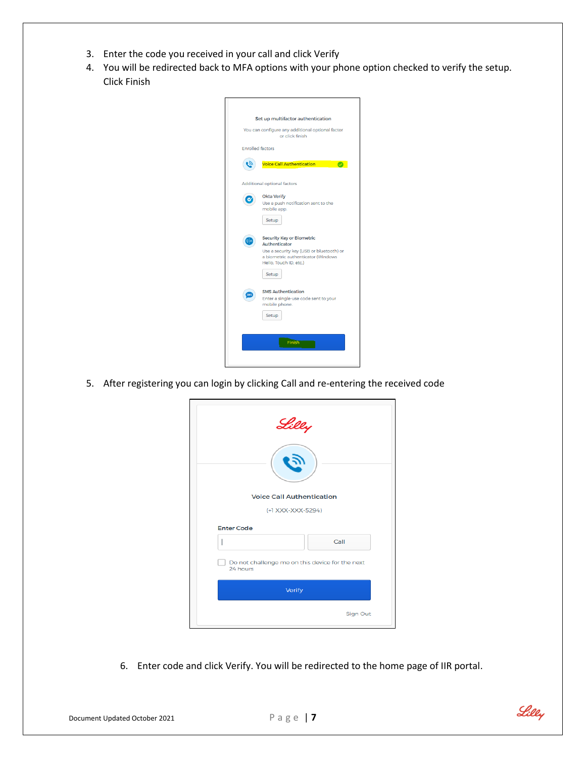3. Enter the code you received in your call and click Verify
4. You will be redirected back to MFA options with your phone option checked to verify the setup. Click Finish

5. After registering you can login by clicking Call and re-entering the received code

6. Enter code and click Verify. You will be redirected to the home page of IIR portal.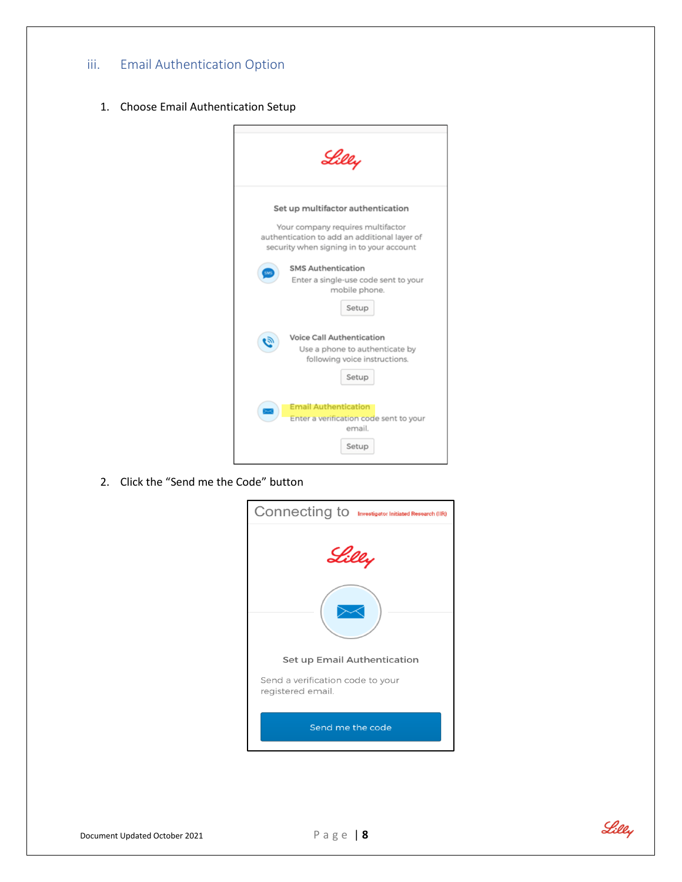### iii. Email Authentication Option

1. Choose Email Authentication Setup

Set up multifactor authentication

Your company requires multifactor authentication to add an additional layer of security when signing in to your account

SMS Authentication
Enter a single-use code sent to your mobile phone.
Setup

Voice Call Authentication
Use a phone to authenticate by following voice instructions.
Setup

Email Authentication
Enter a verification code sent to your email.
Setup

2. Click the "Send me the Code" button

Connecting to Investigator Initiated Research (IIR)

Set up Email Authentication

Send a verification code to your registered email.

Send me the code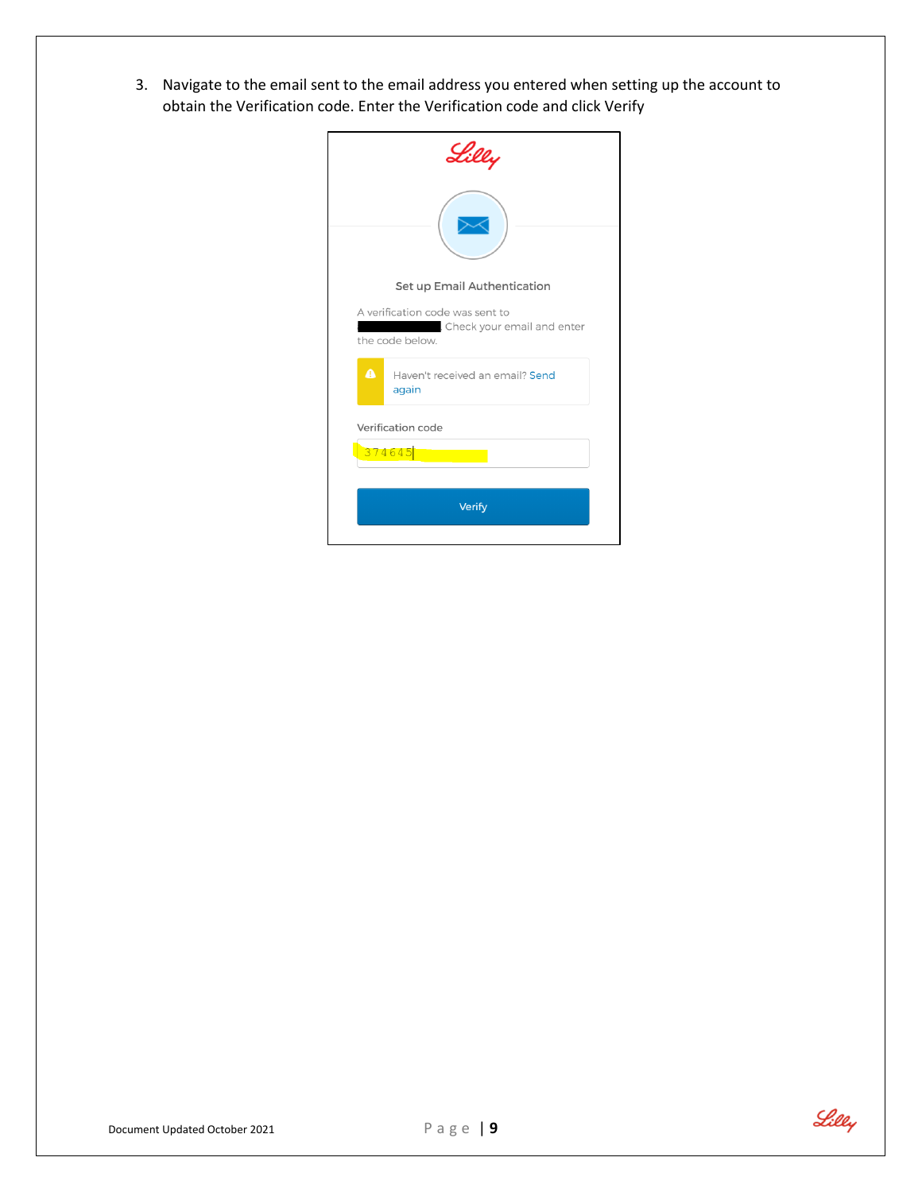3. Navigate to the email sent to the email address you entered when setting up the account to obtain the Verification code. Enter the Verification code and click Verify

Set up Email Authentication

A verification code was sent to ██████████. Check your email and enter the code below.

Haven't received an email? Send again

Verification code

374645

Verify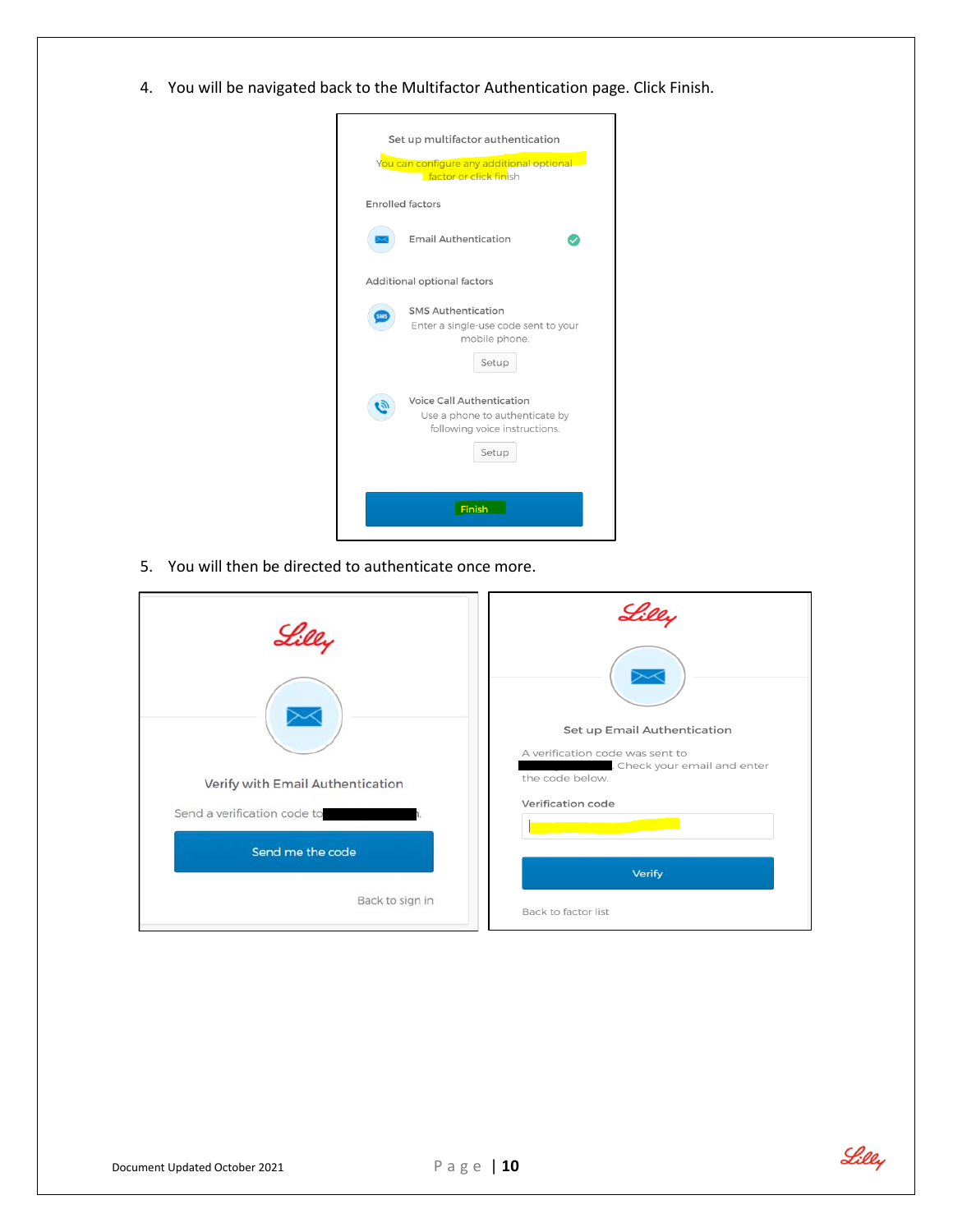4. You will be navigated back to the Multifactor Authentication page. Click Finish.

Set up multifactor authentication

You can configure any additional optional factor or click finish

Enrolled factors

Email Authentication

Additional optional factors

SMS Authentication
Enter a single-use code sent to your mobile phone.

Setup

Voice Call Authentication
Use a phone to authenticate by following voice instructions.

Setup

Finish

5. You will then be directed to authenticate once more.

Verify with Email Authentication

Send a verification code to

Send me the code

Back to sign in

Set up Email Authentication

A verification code was sent to . Check your email and enter the code below.

Verification code

Verify

Back to factor list

Document Updated October 2021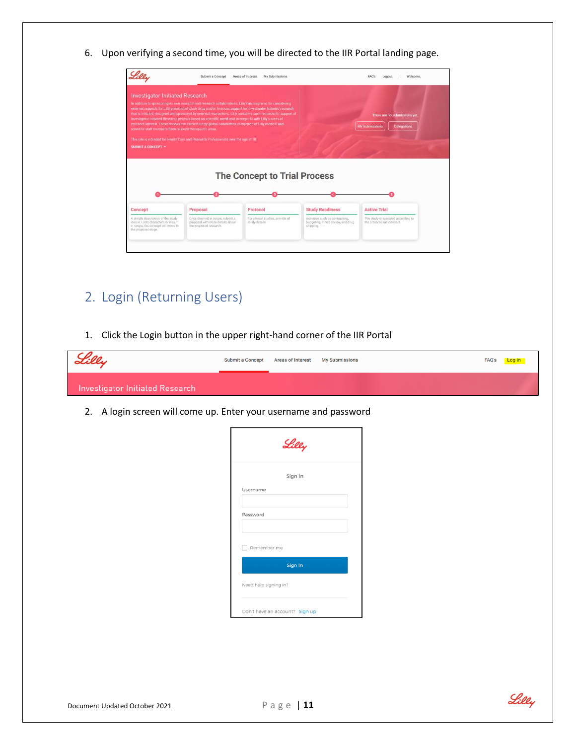6. Upon verifying a second time, you will be directed to the IIR Portal landing page.

## 2. Login (Returning Users)

1. Click the Login button in the upper right-hand corner of the IIR Portal

2. A login screen will come up. Enter your username and password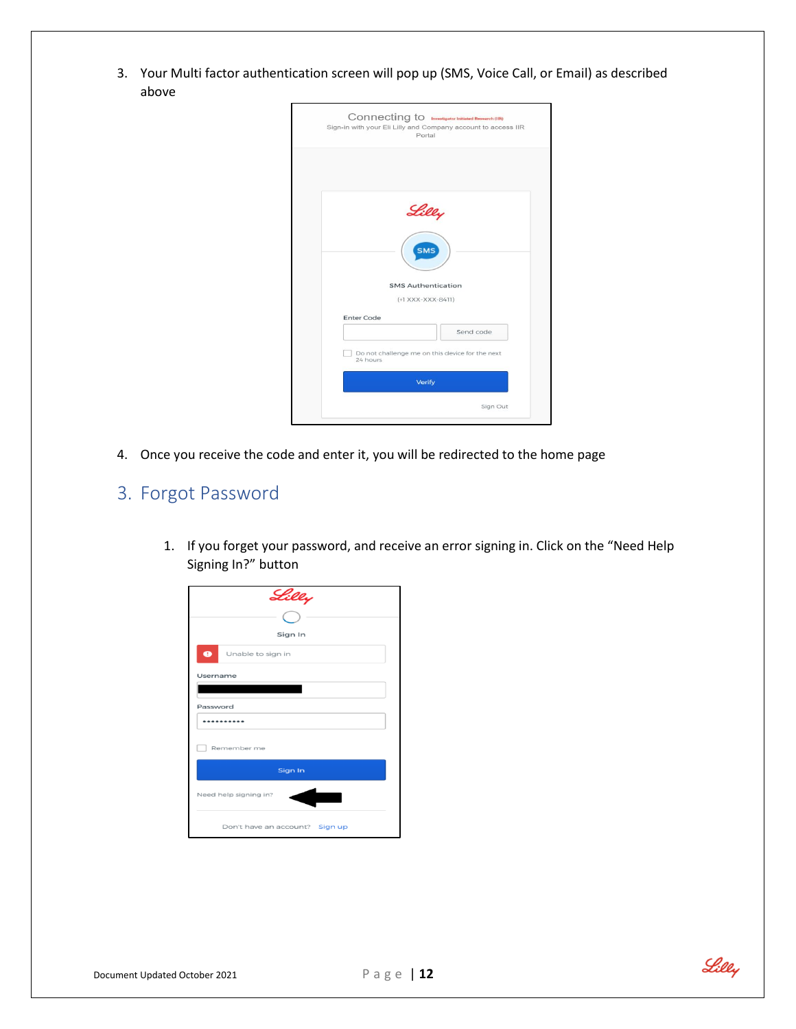3. Your Multi factor authentication screen will pop up (SMS, Voice Call, or Email) as described above

4. Once you receive the code and enter it, you will be redirected to the home page

## 3. Forgot Password

1. If you forget your password, and receive an error signing in. Click on the "Need Help Signing In?" button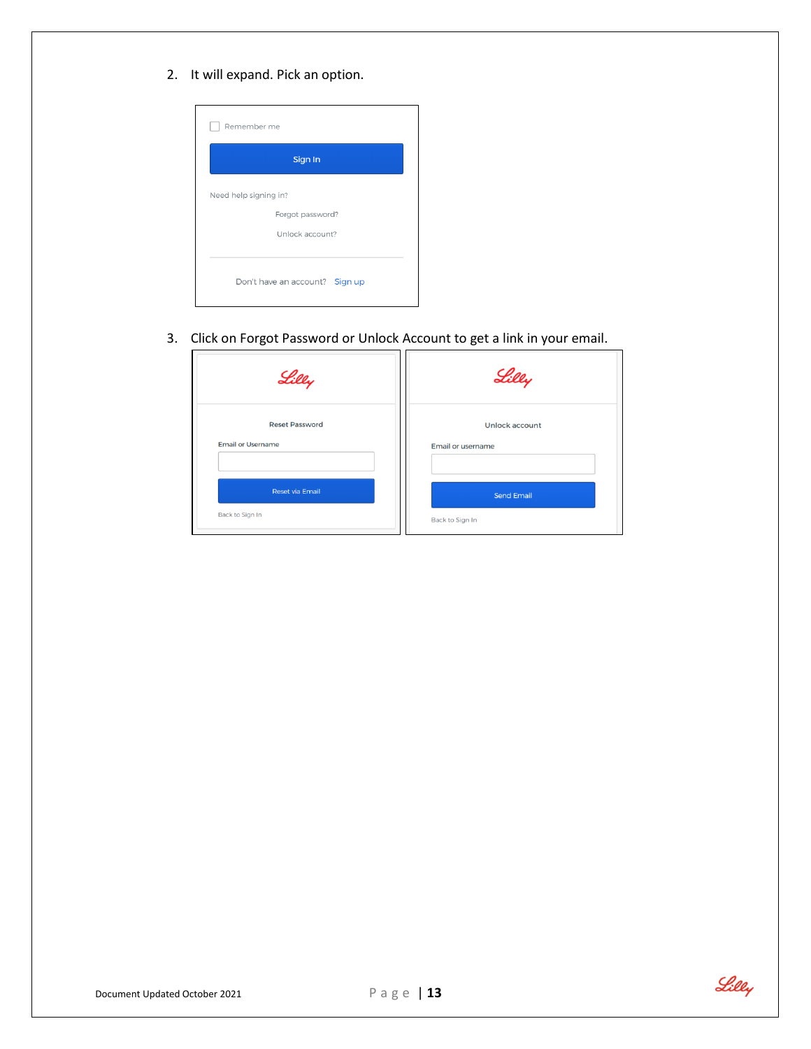2. It will expand. Pick an option.

Remember me

Sign In

Need help signing in?

Forgot password?

Unlock account?

Don't have an account? Sign up

3. Click on Forgot Password or Unlock Account to get a link in your email.

Lilly

Reset Password

Email or Username

Reset via Email

Back to Sign In

Lilly

Unlock account

Email or username

Send Email

Back to Sign In

Document Updated October 2021